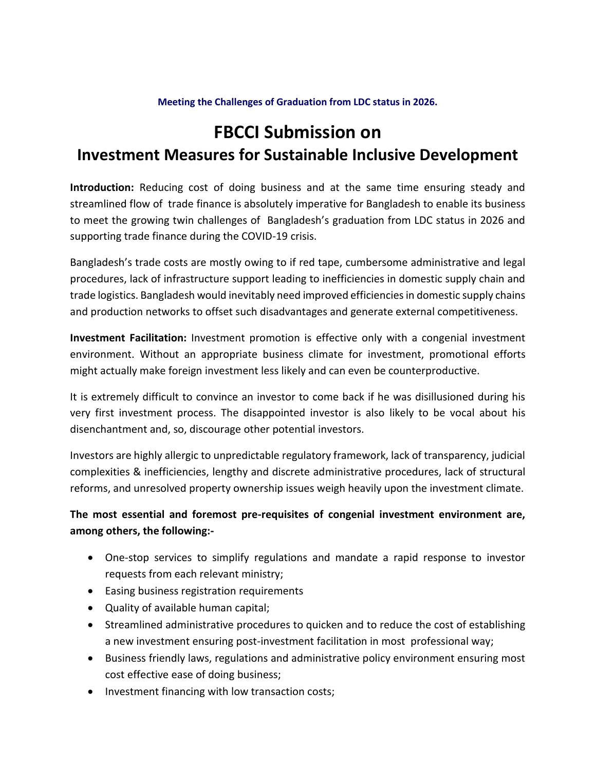**Meeting the Challenges of Graduation from LDC status in 2026.**

# FBCCI Submission on
# Investment Measures for Sustainable Inclusive Development

**Introduction:** Reducing cost of doing business and at the same time ensuring steady and streamlined flow of trade finance is absolutely imperative for Bangladesh to enable its business to meet the growing twin challenges of Bangladesh's graduation from LDC status in 2026 and supporting trade finance during the COVID-19 crisis.

Bangladesh's trade costs are mostly owing to if red tape, cumbersome administrative and legal procedures, lack of infrastructure support leading to inefficiencies in domestic supply chain and trade logistics. Bangladesh would inevitably need improved efficiencies in domestic supply chains and production networks to offset such disadvantages and generate external competitiveness.

**Investment Facilitation:** Investment promotion is effective only with a congenial investment environment. Without an appropriate business climate for investment, promotional efforts might actually make foreign investment less likely and can even be counterproductive.

It is extremely difficult to convince an investor to come back if he was disillusioned during his very first investment process. The disappointed investor is also likely to be vocal about his disenchantment and, so, discourage other potential investors.

Investors are highly allergic to unpredictable regulatory framework, lack of transparency, judicial complexities & inefficiencies, lengthy and discrete administrative procedures, lack of structural reforms, and unresolved property ownership issues weigh heavily upon the investment climate.

**The most essential and foremost pre-requisites of congenial investment environment are, among others, the following:-**

- One-stop services to simplify regulations and mandate a rapid response to investor requests from each relevant ministry;
- Easing business registration requirements
- Quality of available human capital;
- Streamlined administrative procedures to quicken and to reduce the cost of establishing a new investment ensuring post-investment facilitation in most professional way;
- Business friendly laws, regulations and administrative policy environment ensuring most cost effective ease of doing business;
- Investment financing with low transaction costs;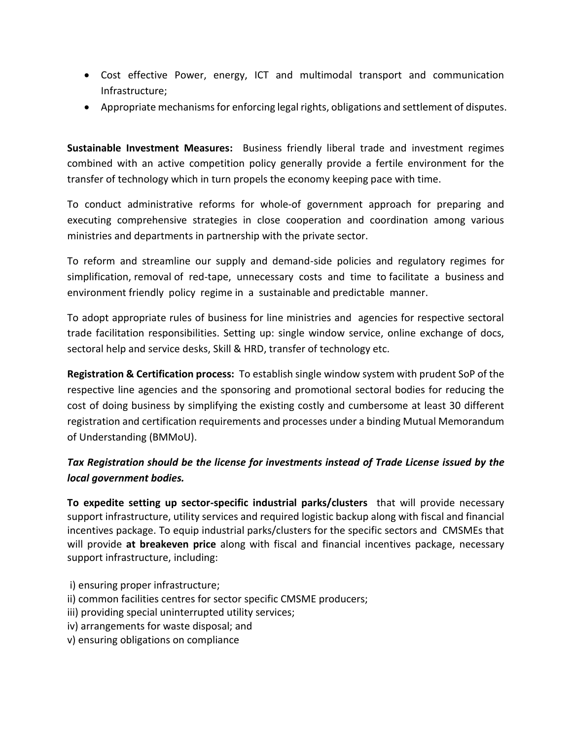- Cost effective Power, energy, ICT and multimodal transport and communication Infrastructure;
- Appropriate mechanisms for enforcing legal rights, obligations and settlement of disputes.

**Sustainable Investment Measures:** Business friendly liberal trade and investment regimes combined with an active competition policy generally provide a fertile environment for the transfer of technology which in turn propels the economy keeping pace with time.

To conduct administrative reforms for whole-of government approach for preparing and executing comprehensive strategies in close cooperation and coordination among various ministries and departments in partnership with the private sector.

To reform and streamline our supply and demand-side policies and regulatory regimes for simplification, removal of red-tape, unnecessary costs and time to facilitate a business and environment friendly policy regime in a sustainable and predictable manner.

To adopt appropriate rules of business for line ministries and agencies for respective sectoral trade facilitation responsibilities. Setting up: single window service, online exchange of docs, sectoral help and service desks, Skill & HRD, transfer of technology etc.

**Registration & Certification process:** To establish single window system with prudent SoP of the respective line agencies and the sponsoring and promotional sectoral bodies for reducing the cost of doing business by simplifying the existing costly and cumbersome at least 30 different registration and certification requirements and processes under a binding Mutual Memorandum of Understanding (BMMoU).

***Tax Registration should be the license for investments instead of Trade License issued by the local government bodies.***

**To expedite setting up sector-specific industrial parks/clusters** that will provide necessary support infrastructure, utility services and required logistic backup along with fiscal and financial incentives package. To equip industrial parks/clusters for the specific sectors and CMSMEs that will provide **at breakeven price** along with fiscal and financial incentives package, necessary support infrastructure, including:

i) ensuring proper infrastructure;
ii) common facilities centres for sector specific CMSME producers;
iii) providing special uninterrupted utility services;
iv) arrangements for waste disposal; and
v) ensuring obligations on compliance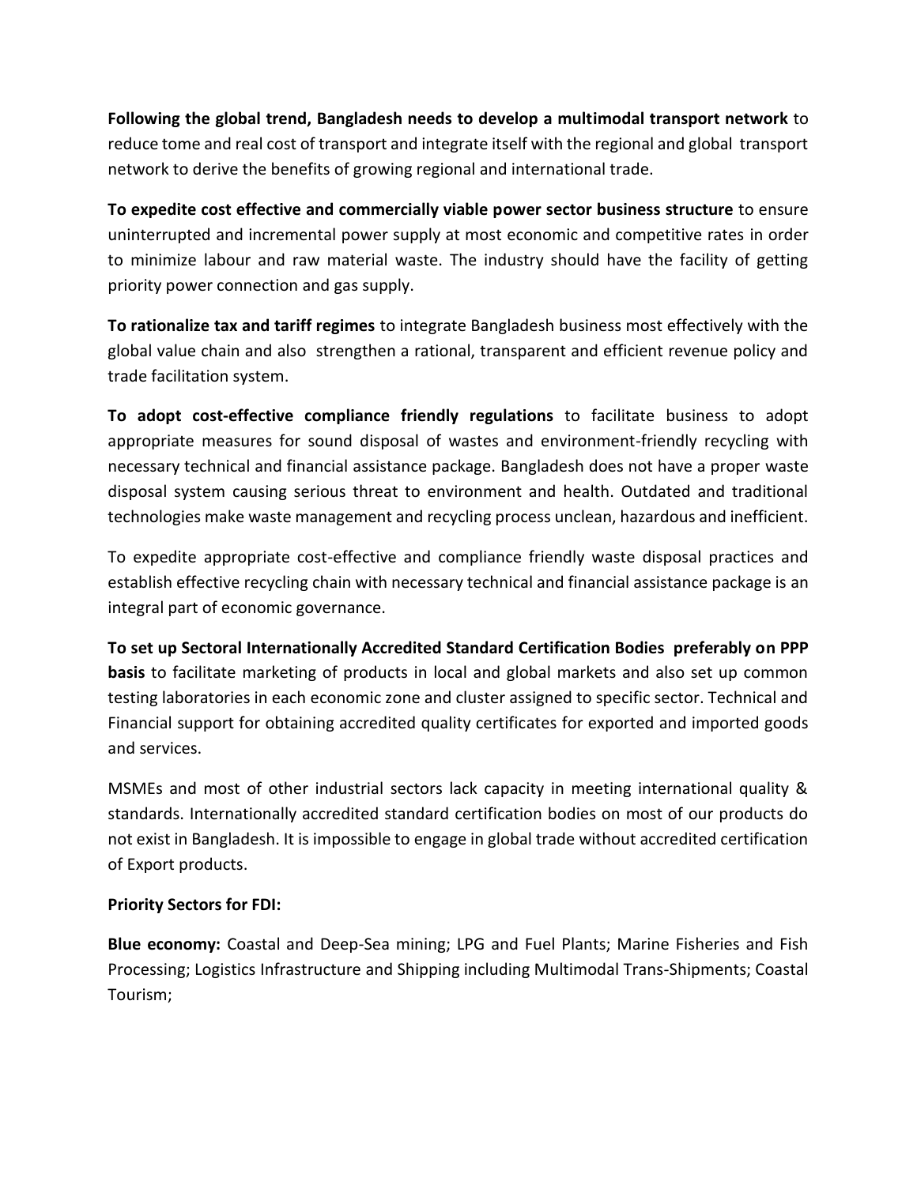**Following the global trend, Bangladesh needs to develop a multimodal transport network** to reduce tome and real cost of transport and integrate itself with the regional and global transport network to derive the benefits of growing regional and international trade.

**To expedite cost effective and commercially viable power sector business structure** to ensure uninterrupted and incremental power supply at most economic and competitive rates in order to minimize labour and raw material waste. The industry should have the facility of getting priority power connection and gas supply.

**To rationalize tax and tariff regimes** to integrate Bangladesh business most effectively with the global value chain and also strengthen a rational, transparent and efficient revenue policy and trade facilitation system.

**To adopt cost-effective compliance friendly regulations** to facilitate business to adopt appropriate measures for sound disposal of wastes and environment-friendly recycling with necessary technical and financial assistance package. Bangladesh does not have a proper waste disposal system causing serious threat to environment and health. Outdated and traditional technologies make waste management and recycling process unclean, hazardous and inefficient.

To expedite appropriate cost-effective and compliance friendly waste disposal practices and establish effective recycling chain with necessary technical and financial assistance package is an integral part of economic governance.

**To set up Sectoral Internationally Accredited Standard Certification Bodies preferably on PPP basis** to facilitate marketing of products in local and global markets and also set up common testing laboratories in each economic zone and cluster assigned to specific sector. Technical and Financial support for obtaining accredited quality certificates for exported and imported goods and services.

MSMEs and most of other industrial sectors lack capacity in meeting international quality & standards. Internationally accredited standard certification bodies on most of our products do not exist in Bangladesh. It is impossible to engage in global trade without accredited certification of Export products.

**Priority Sectors for FDI:**

**Blue economy:** Coastal and Deep-Sea mining; LPG and Fuel Plants; Marine Fisheries and Fish Processing; Logistics Infrastructure and Shipping including Multimodal Trans-Shipments; Coastal Tourism;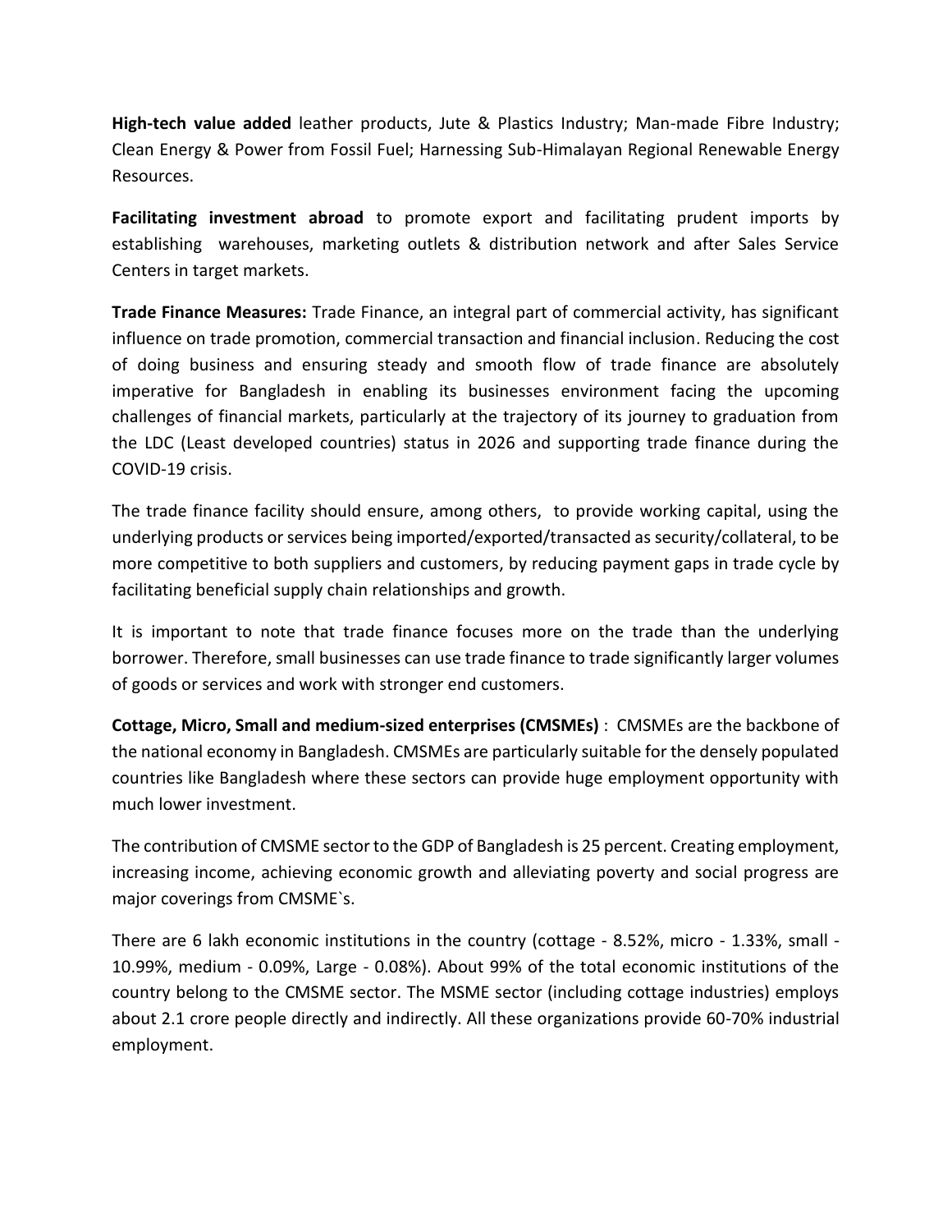**High-tech value added** leather products, Jute & Plastics Industry; Man-made Fibre Industry; Clean Energy & Power from Fossil Fuel; Harnessing Sub-Himalayan Regional Renewable Energy Resources.

**Facilitating investment abroad** to promote export and facilitating prudent imports by establishing warehouses, marketing outlets & distribution network and after Sales Service Centers in target markets.

**Trade Finance Measures:** Trade Finance, an integral part of commercial activity, has significant influence on trade promotion, commercial transaction and financial inclusion. Reducing the cost of doing business and ensuring steady and smooth flow of trade finance are absolutely imperative for Bangladesh in enabling its businesses environment facing the upcoming challenges of financial markets, particularly at the trajectory of its journey to graduation from the LDC (Least developed countries) status in 2026 and supporting trade finance during the COVID-19 crisis.

The trade finance facility should ensure, among others, to provide working capital, using the underlying products or services being imported/exported/transacted as security/collateral, to be more competitive to both suppliers and customers, by reducing payment gaps in trade cycle by facilitating beneficial supply chain relationships and growth.

It is important to note that trade finance focuses more on the trade than the underlying borrower. Therefore, small businesses can use trade finance to trade significantly larger volumes of goods or services and work with stronger end customers.

**Cottage, Micro, Small and medium-sized enterprises (CMSMEs)** : CMSMEs are the backbone of the national economy in Bangladesh. CMSMEs are particularly suitable for the densely populated countries like Bangladesh where these sectors can provide huge employment opportunity with much lower investment.

The contribution of CMSME sector to the GDP of Bangladesh is 25 percent. Creating employment, increasing income, achieving economic growth and alleviating poverty and social progress are major coverings from CMSME`s.

There are 6 lakh economic institutions in the country (cottage - 8.52%, micro - 1.33%, small - 10.99%, medium - 0.09%, Large - 0.08%). About 99% of the total economic institutions of the country belong to the CMSME sector. The MSME sector (including cottage industries) employs about 2.1 crore people directly and indirectly. All these organizations provide 60-70% industrial employment.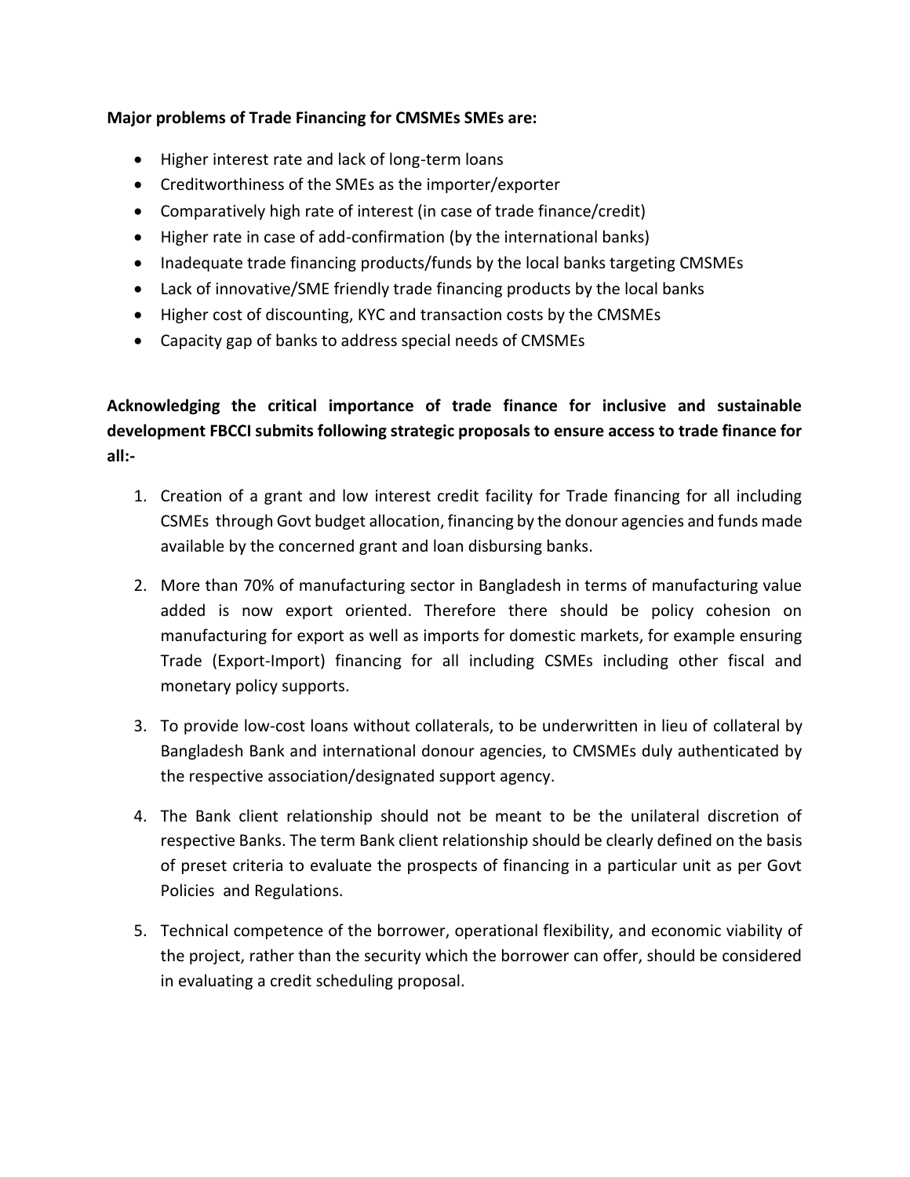**Major problems of Trade Financing for CMSMEs SMEs are:**

- Higher interest rate and lack of long-term loans
- Creditworthiness of the SMEs as the importer/exporter
- Comparatively high rate of interest (in case of trade finance/credit)
- Higher rate in case of add-confirmation (by the international banks)
- Inadequate trade financing products/funds by the local banks targeting CMSMEs
- Lack of innovative/SME friendly trade financing products by the local banks
- Higher cost of discounting, KYC and transaction costs by the CMSMEs
- Capacity gap of banks to address special needs of CMSMEs

**Acknowledging the critical importance of trade finance for inclusive and sustainable development FBCCI submits following strategic proposals to ensure access to trade finance for all:-**

1. Creation of a grant and low interest credit facility for Trade financing for all including CSMEs through Govt budget allocation, financing by the donour agencies and funds made available by the concerned grant and loan disbursing banks.

2. More than 70% of manufacturing sector in Bangladesh in terms of manufacturing value added is now export oriented. Therefore there should be policy cohesion on manufacturing for export as well as imports for domestic markets, for example ensuring Trade (Export-Import) financing for all including CSMEs including other fiscal and monetary policy supports.

3. To provide low-cost loans without collaterals, to be underwritten in lieu of collateral by Bangladesh Bank and international donour agencies, to CMSMEs duly authenticated by the respective association/designated support agency.

4. The Bank client relationship should not be meant to be the unilateral discretion of respective Banks. The term Bank client relationship should be clearly defined on the basis of preset criteria to evaluate the prospects of financing in a particular unit as per Govt Policies and Regulations.

5. Technical competence of the borrower, operational flexibility, and economic viability of the project, rather than the security which the borrower can offer, should be considered in evaluating a credit scheduling proposal.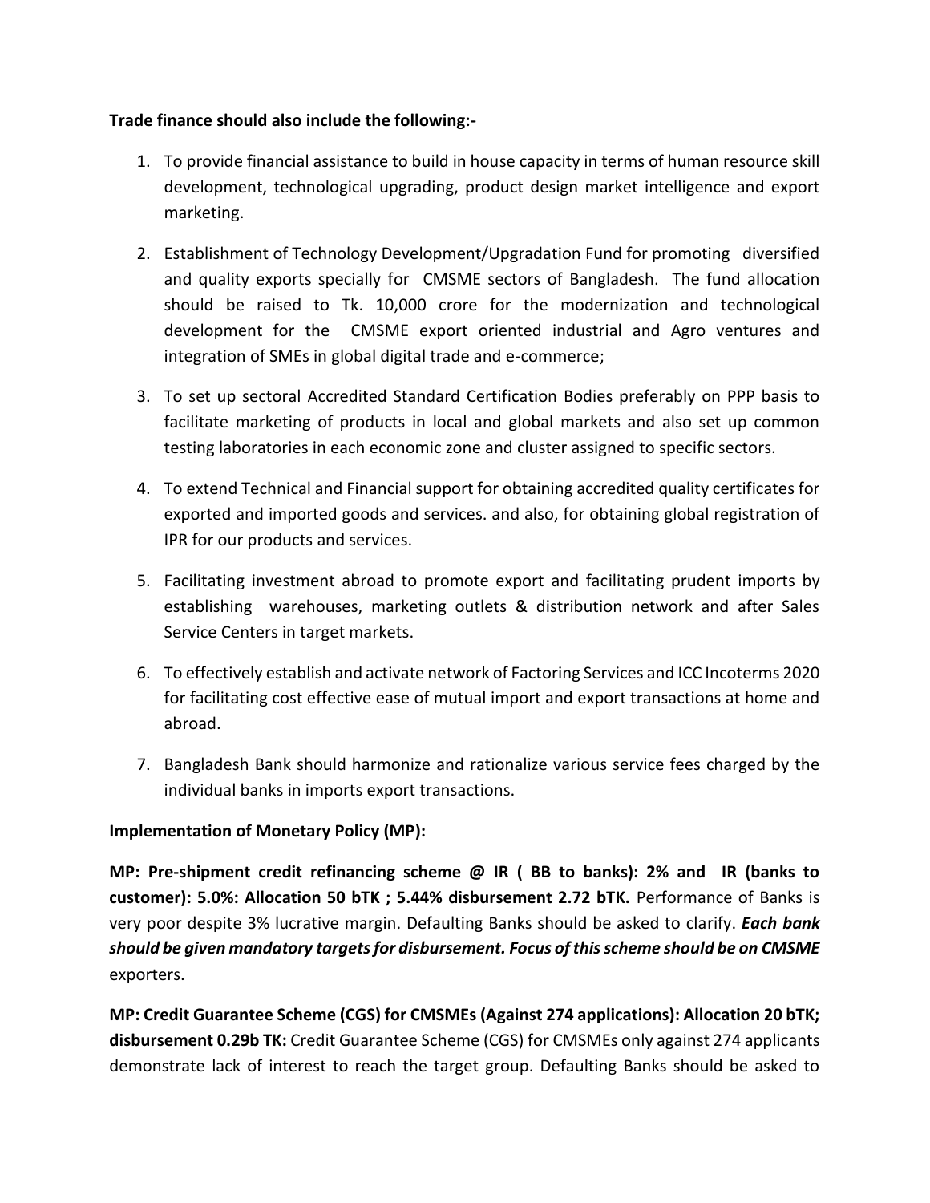**Trade finance should also include the following:-**

1. To provide financial assistance to build in house capacity in terms of human resource skill development, technological upgrading, product design market intelligence and export marketing.

2. Establishment of Technology Development/Upgradation Fund for promoting diversified and quality exports specially for CMSME sectors of Bangladesh. The fund allocation should be raised to Tk. 10,000 crore for the modernization and technological development for the CMSME export oriented industrial and Agro ventures and integration of SMEs in global digital trade and e-commerce;

3. To set up sectoral Accredited Standard Certification Bodies preferably on PPP basis to facilitate marketing of products in local and global markets and also set up common testing laboratories in each economic zone and cluster assigned to specific sectors.

4. To extend Technical and Financial support for obtaining accredited quality certificates for exported and imported goods and services. and also, for obtaining global registration of IPR for our products and services.

5. Facilitating investment abroad to promote export and facilitating prudent imports by establishing warehouses, marketing outlets & distribution network and after Sales Service Centers in target markets.

6. To effectively establish and activate network of Factoring Services and ICC Incoterms 2020 for facilitating cost effective ease of mutual import and export transactions at home and abroad.

7. Bangladesh Bank should harmonize and rationalize various service fees charged by the individual banks in imports export transactions.

**Implementation of Monetary Policy (MP):**

**MP: Pre-shipment credit refinancing scheme @ IR ( BB to banks): 2% and IR (banks to customer): 5.0%: Allocation 50 bTK ; 5.44% disbursement 2.72 bTK.** Performance of Banks is very poor despite 3% lucrative margin. Defaulting Banks should be asked to clarify. ***Each bank should be given mandatory targets for disbursement. Focus of this scheme should be on CMSME*** exporters.

**MP: Credit Guarantee Scheme (CGS) for CMSMEs (Against 274 applications): Allocation 20 bTK; disbursement 0.29b TK:** Credit Guarantee Scheme (CGS) for CMSMEs only against 274 applicants demonstrate lack of interest to reach the target group. Defaulting Banks should be asked to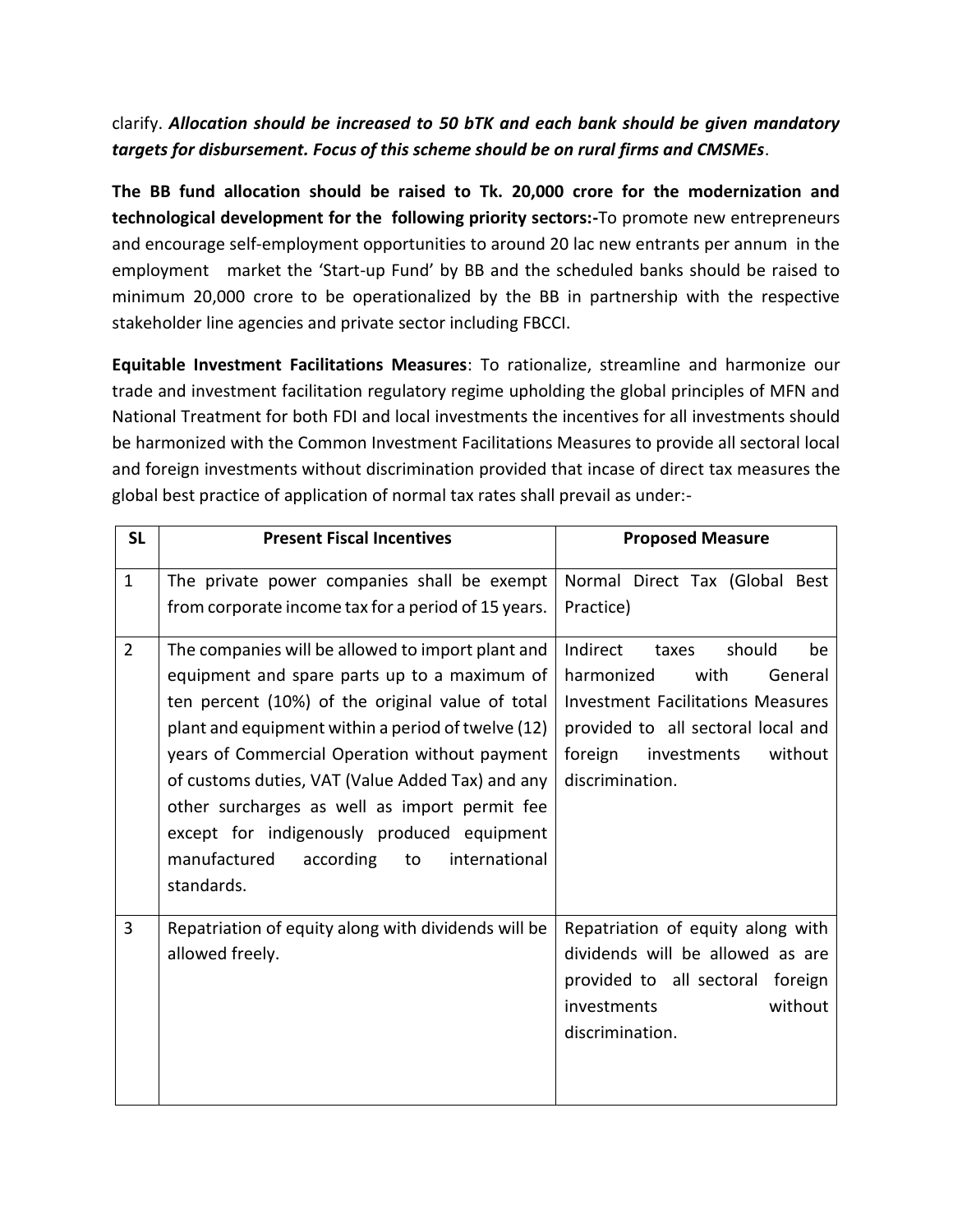clarify. ***Allocation should be increased to 50 bTK and each bank should be given mandatory targets for disbursement. Focus of this scheme should be on rural firms and CMSMEs***.

**The BB fund allocation should be raised to Tk. 20,000 crore for the modernization and technological development for the following priority sectors:-**To promote new entrepreneurs and encourage self-employment opportunities to around 20 lac new entrants per annum in the employment market the 'Start-up Fund' by BB and the scheduled banks should be raised to minimum 20,000 crore to be operationalized by the BB in partnership with the respective stakeholder line agencies and private sector including FBCCI.

**Equitable Investment Facilitations Measures**: To rationalize, streamline and harmonize our trade and investment facilitation regulatory regime upholding the global principles of MFN and National Treatment for both FDI and local investments the incentives for all investments should be harmonized with the Common Investment Facilitations Measures to provide all sectoral local and foreign investments without discrimination provided that incase of direct tax measures the global best practice of application of normal tax rates shall prevail as under:-

| SL | Present Fiscal Incentives | Proposed Measure |
|---|---|---|
| 1 | The private power companies shall be exempt from corporate income tax for a period of 15 years. | Normal Direct Tax (Global Best Practice) |
| 2 | The companies will be allowed to import plant and equipment and spare parts up to a maximum of ten percent (10%) of the original value of total plant and equipment within a period of twelve (12) years of Commercial Operation without payment of customs duties, VAT (Value Added Tax) and any other surcharges as well as import permit fee except for indigenously produced equipment manufactured according to international standards. | Indirect taxes should be harmonized with General Investment Facilitations Measures provided to all sectoral local and foreign investments without discrimination. |
| 3 | Repatriation of equity along with dividends will be allowed freely. | Repatriation of equity along with dividends will be allowed as are provided to all sectoral foreign investments without discrimination. |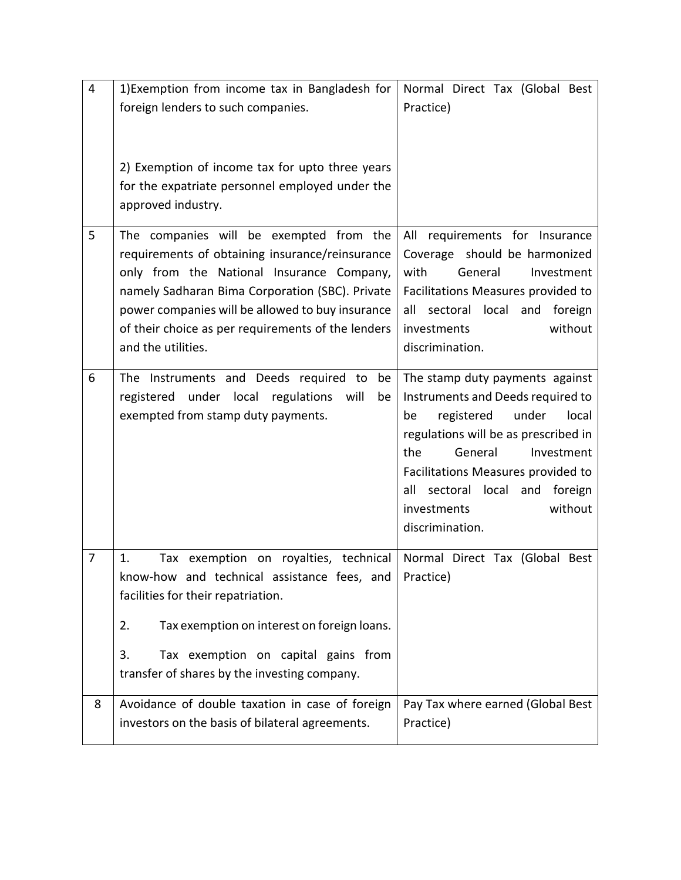| | | |
|---|---|---|
| 4 | 1)Exemption from income tax in Bangladesh for foreign lenders to such companies.<br><br>2) Exemption of income tax for upto three years for the expatriate personnel employed under the approved industry. | Normal Direct Tax (Global Best Practice) |
| 5 | The companies will be exempted from the requirements of obtaining insurance/reinsurance only from the National Insurance Company, namely Sadharan Bima Corporation (SBC). Private power companies will be allowed to buy insurance of their choice as per requirements of the lenders and the utilities. | All requirements for Insurance Coverage should be harmonized with General Investment Facilitations Measures provided to all sectoral local and foreign investments without discrimination. |
| 6 | The Instruments and Deeds required to be registered under local regulations will be exempted from stamp duty payments. | The stamp duty payments against Instruments and Deeds required to be registered under local regulations will be as prescribed in the General Investment Facilitations Measures provided to all sectoral local and foreign investments without discrimination. |
| 7 | 1. Tax exemption on royalties, technical know-how and technical assistance fees, and facilities for their repatriation.<br><br>2. Tax exemption on interest on foreign loans.<br><br>3. Tax exemption on capital gains from transfer of shares by the investing company. | Normal Direct Tax (Global Best Practice) |
| 8 | Avoidance of double taxation in case of foreign investors on the basis of bilateral agreements. | Pay Tax where earned (Global Best Practice) |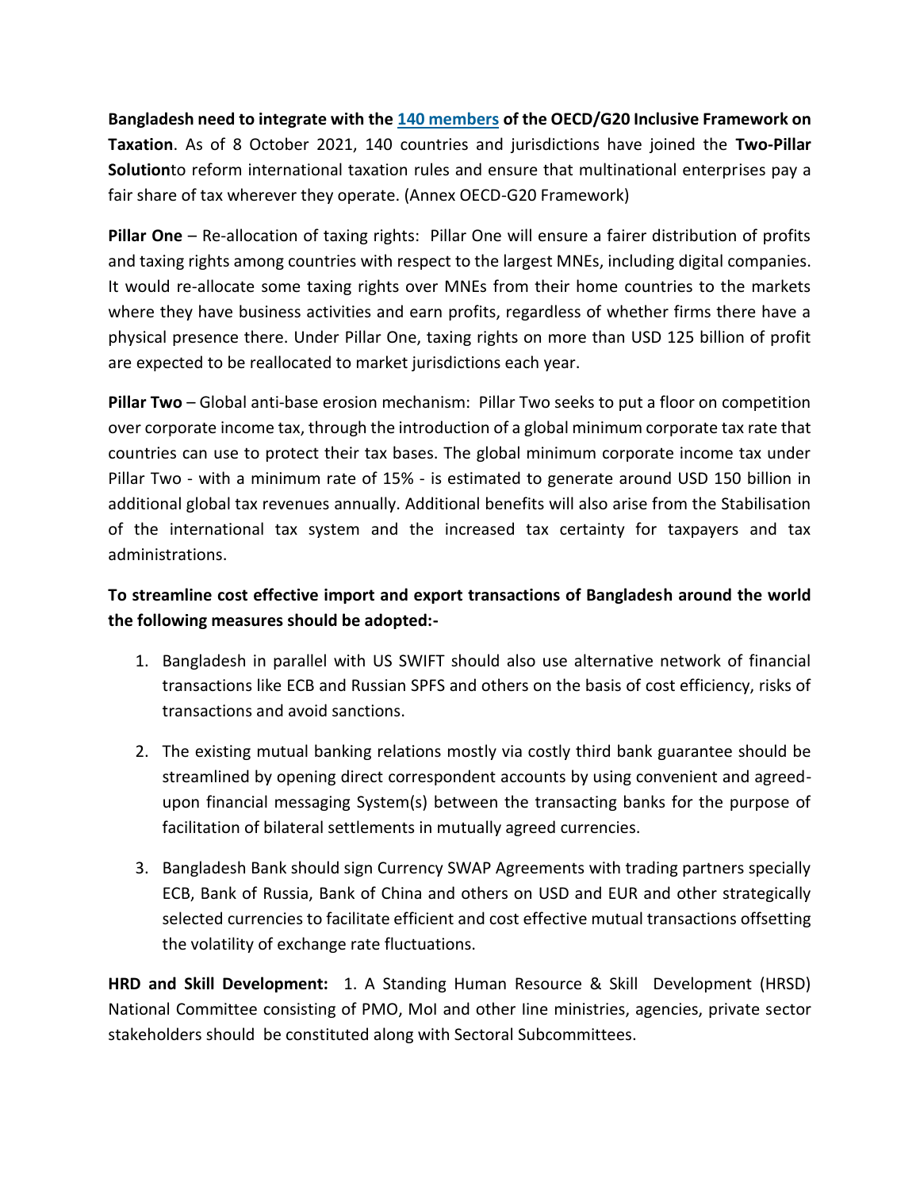**Bangladesh need to integrate with the [140 members](#) of the OECD/G20 Inclusive Framework on Taxation**. As of 8 October 2021, 140 countries and jurisdictions have joined the **Two-Pillar Solution**to reform international taxation rules and ensure that multinational enterprises pay a fair share of tax wherever they operate. (Annex OECD-G20 Framework)

**Pillar One** – Re-allocation of taxing rights: Pillar One will ensure a fairer distribution of profits and taxing rights among countries with respect to the largest MNEs, including digital companies. It would re-allocate some taxing rights over MNEs from their home countries to the markets where they have business activities and earn profits, regardless of whether firms there have a physical presence there. Under Pillar One, taxing rights on more than USD 125 billion of profit are expected to be reallocated to market jurisdictions each year.

**Pillar Two** – Global anti-base erosion mechanism: Pillar Two seeks to put a floor on competition over corporate income tax, through the introduction of a global minimum corporate tax rate that countries can use to protect their tax bases. The global minimum corporate income tax under Pillar Two - with a minimum rate of 15% - is estimated to generate around USD 150 billion in additional global tax revenues annually. Additional benefits will also arise from the Stabilisation of the international tax system and the increased tax certainty for taxpayers and tax administrations.

**To streamline cost effective import and export transactions of Bangladesh around the world the following measures should be adopted:-**

1. Bangladesh in parallel with US SWIFT should also use alternative network of financial transactions like ECB and Russian SPFS and others on the basis of cost efficiency, risks of transactions and avoid sanctions.
2. The existing mutual banking relations mostly via costly third bank guarantee should be streamlined by opening direct correspondent accounts by using convenient and agreed-upon financial messaging System(s) between the transacting banks for the purpose of facilitation of bilateral settlements in mutually agreed currencies.
3. Bangladesh Bank should sign Currency SWAP Agreements with trading partners specially ECB, Bank of Russia, Bank of China and others on USD and EUR and other strategically selected currencies to facilitate efficient and cost effective mutual transactions offsetting the volatility of exchange rate fluctuations.

**HRD and Skill Development:** 1. A Standing Human Resource & Skill Development (HRSD) National Committee consisting of PMO, MoI and other line ministries, agencies, private sector stakeholders should be constituted along with Sectoral Subcommittees.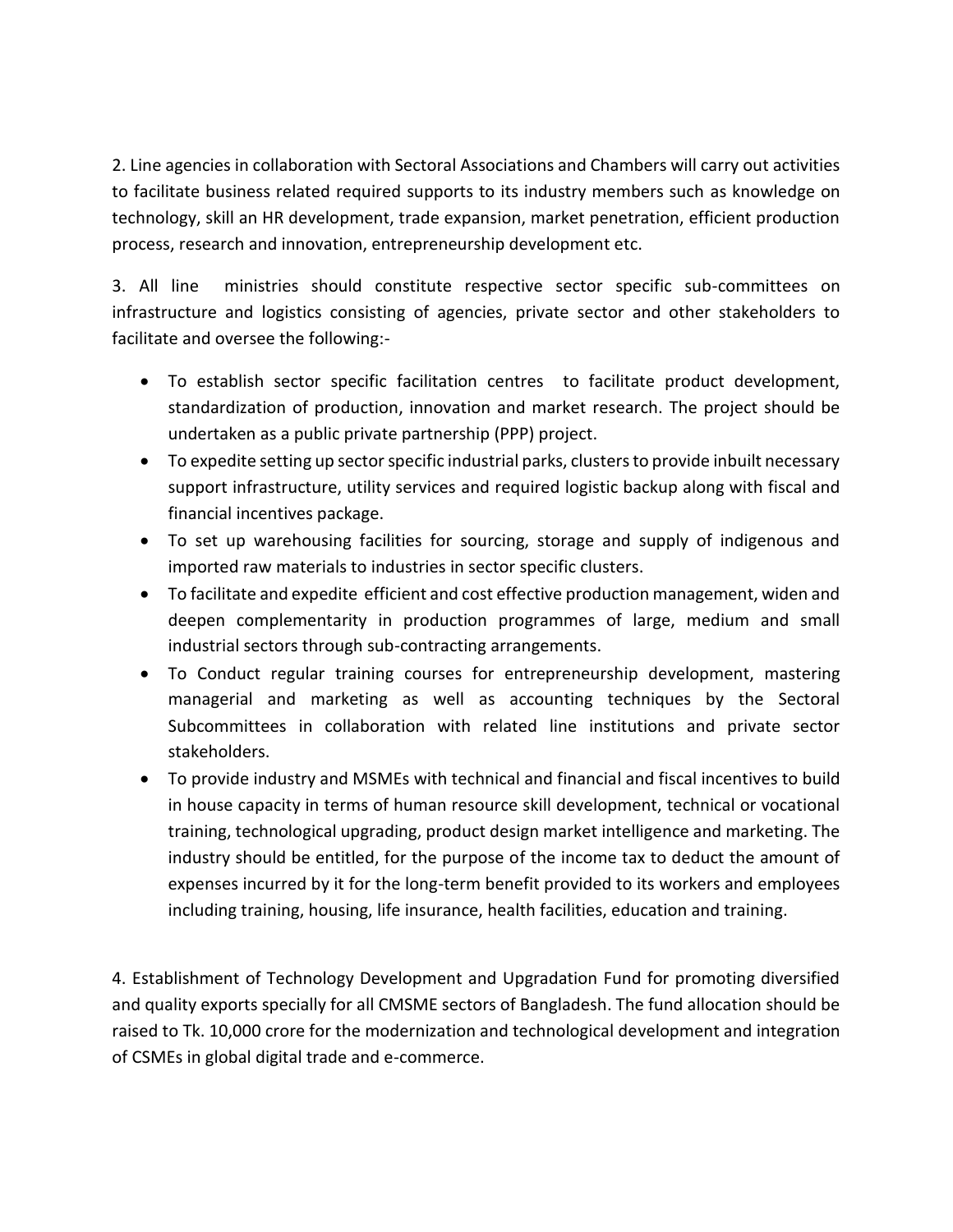2. Line agencies in collaboration with Sectoral Associations and Chambers will carry out activities to facilitate business related required supports to its industry members such as knowledge on technology, skill an HR development, trade expansion, market penetration, efficient production process, research and innovation, entrepreneurship development etc.

3. All line ministries should constitute respective sector specific sub-committees on infrastructure and logistics consisting of agencies, private sector and other stakeholders to facilitate and oversee the following:-

- To establish sector specific facilitation centres to facilitate product development, standardization of production, innovation and market research. The project should be undertaken as a public private partnership (PPP) project.
- To expedite setting up sector specific industrial parks, clusters to provide inbuilt necessary support infrastructure, utility services and required logistic backup along with fiscal and financial incentives package.
- To set up warehousing facilities for sourcing, storage and supply of indigenous and imported raw materials to industries in sector specific clusters.
- To facilitate and expedite efficient and cost effective production management, widen and deepen complementarity in production programmes of large, medium and small industrial sectors through sub-contracting arrangements.
- To Conduct regular training courses for entrepreneurship development, mastering managerial and marketing as well as accounting techniques by the Sectoral Subcommittees in collaboration with related line institutions and private sector stakeholders.
- To provide industry and MSMEs with technical and financial and fiscal incentives to build in house capacity in terms of human resource skill development, technical or vocational training, technological upgrading, product design market intelligence and marketing. The industry should be entitled, for the purpose of the income tax to deduct the amount of expenses incurred by it for the long-term benefit provided to its workers and employees including training, housing, life insurance, health facilities, education and training.

4. Establishment of Technology Development and Upgradation Fund for promoting diversified and quality exports specially for all CMSME sectors of Bangladesh. The fund allocation should be raised to Tk. 10,000 crore for the modernization and technological development and integration of CSMEs in global digital trade and e-commerce.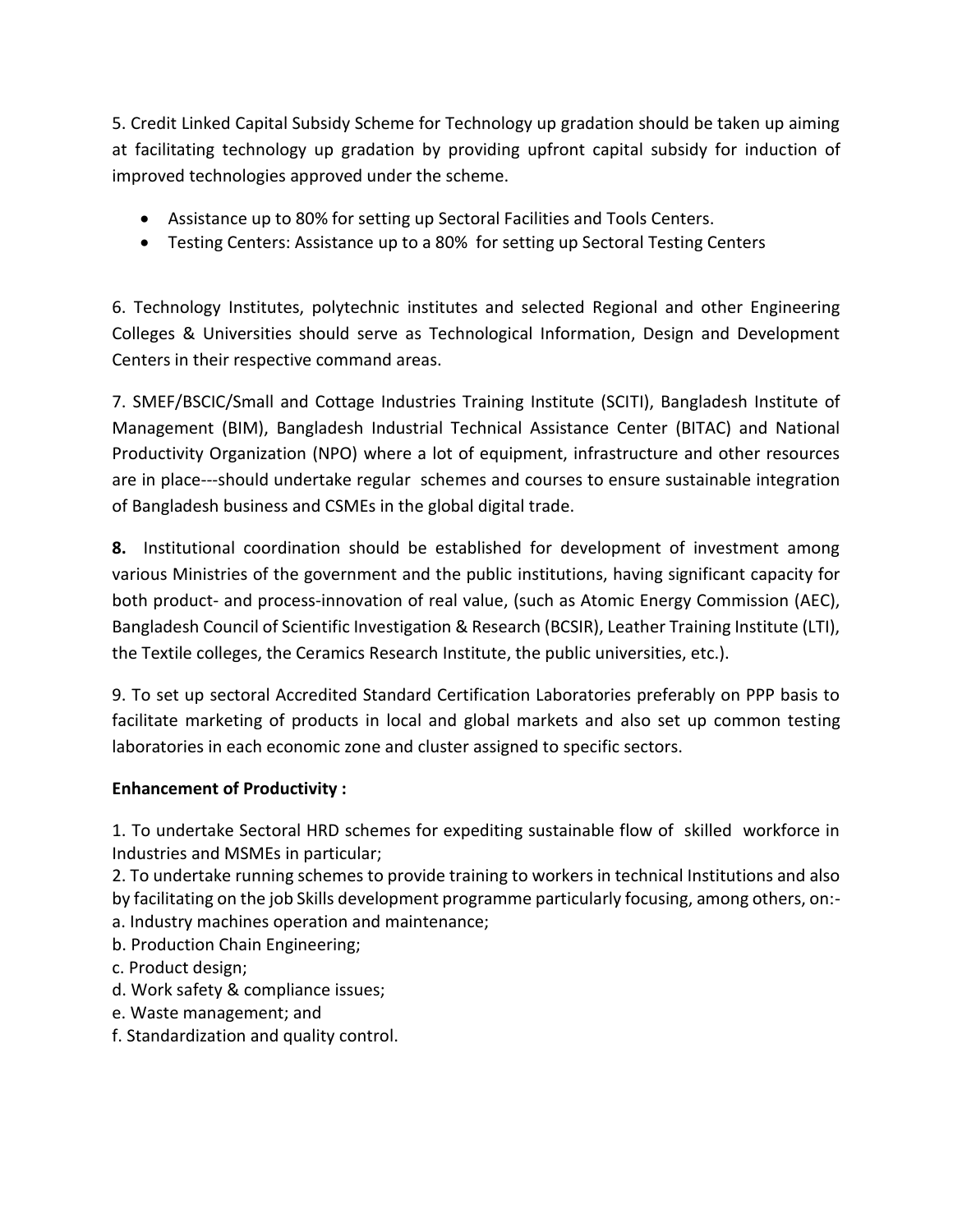5. Credit Linked Capital Subsidy Scheme for Technology up gradation should be taken up aiming at facilitating technology up gradation by providing upfront capital subsidy for induction of improved technologies approved under the scheme.

- Assistance up to 80% for setting up Sectoral Facilities and Tools Centers.
- Testing Centers: Assistance up to a 80% for setting up Sectoral Testing Centers

6. Technology Institutes, polytechnic institutes and selected Regional and other Engineering Colleges & Universities should serve as Technological Information, Design and Development Centers in their respective command areas.

7. SMEF/BSCIC/Small and Cottage Industries Training Institute (SCITI), Bangladesh Institute of Management (BIM), Bangladesh Industrial Technical Assistance Center (BITAC) and National Productivity Organization (NPO) where a lot of equipment, infrastructure and other resources are in place---should undertake regular schemes and courses to ensure sustainable integration of Bangladesh business and CSMEs in the global digital trade.

**8.** Institutional coordination should be established for development of investment among various Ministries of the government and the public institutions, having significant capacity for both product- and process-innovation of real value, (such as Atomic Energy Commission (AEC), Bangladesh Council of Scientific Investigation & Research (BCSIR), Leather Training Institute (LTI), the Textile colleges, the Ceramics Research Institute, the public universities, etc.).

9. To set up sectoral Accredited Standard Certification Laboratories preferably on PPP basis to facilitate marketing of products in local and global markets and also set up common testing laboratories in each economic zone and cluster assigned to specific sectors.

**Enhancement of Productivity :**

1. To undertake Sectoral HRD schemes for expediting sustainable flow of skilled workforce in Industries and MSMEs in particular;
2. To undertake running schemes to provide training to workers in technical Institutions and also by facilitating on the job Skills development programme particularly focusing, among others, on:-
a. Industry machines operation and maintenance;
b. Production Chain Engineering;
c. Product design;
d. Work safety & compliance issues;
e. Waste management; and
f. Standardization and quality control.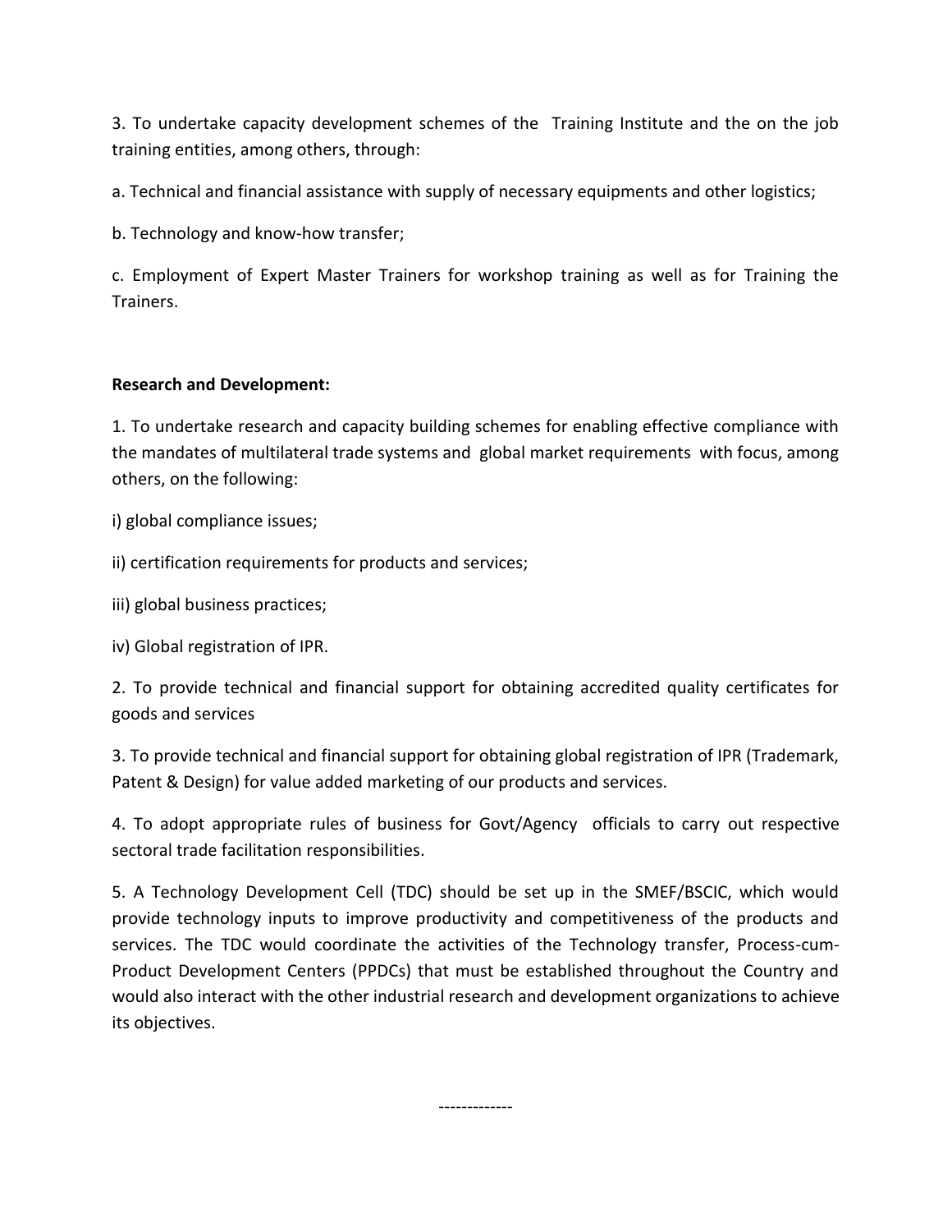3. To undertake capacity development schemes of the Training Institute and the on the job training entities, among others, through:

a. Technical and financial assistance with supply of necessary equipments and other logistics;

b. Technology and know-how transfer;

c. Employment of Expert Master Trainers for workshop training as well as for Training the Trainers.

**Research and Development:**

1. To undertake research and capacity building schemes for enabling effective compliance with the mandates of multilateral trade systems and global market requirements with focus, among others, on the following:

i) global compliance issues;

ii) certification requirements for products and services;

iii) global business practices;

iv) Global registration of IPR.

2. To provide technical and financial support for obtaining accredited quality certificates for goods and services

3. To provide technical and financial support for obtaining global registration of IPR (Trademark, Patent & Design) for value added marketing of our products and services.

4. To adopt appropriate rules of business for Govt/Agency officials to carry out respective sectoral trade facilitation responsibilities.

5. A Technology Development Cell (TDC) should be set up in the SMEF/BSCIC, which would provide technology inputs to improve productivity and competitiveness of the products and services. The TDC would coordinate the activities of the Technology transfer, Process-cum-Product Development Centers (PPDCs) that must be established throughout the Country and would also interact with the other industrial research and development organizations to achieve its objectives.

-------------